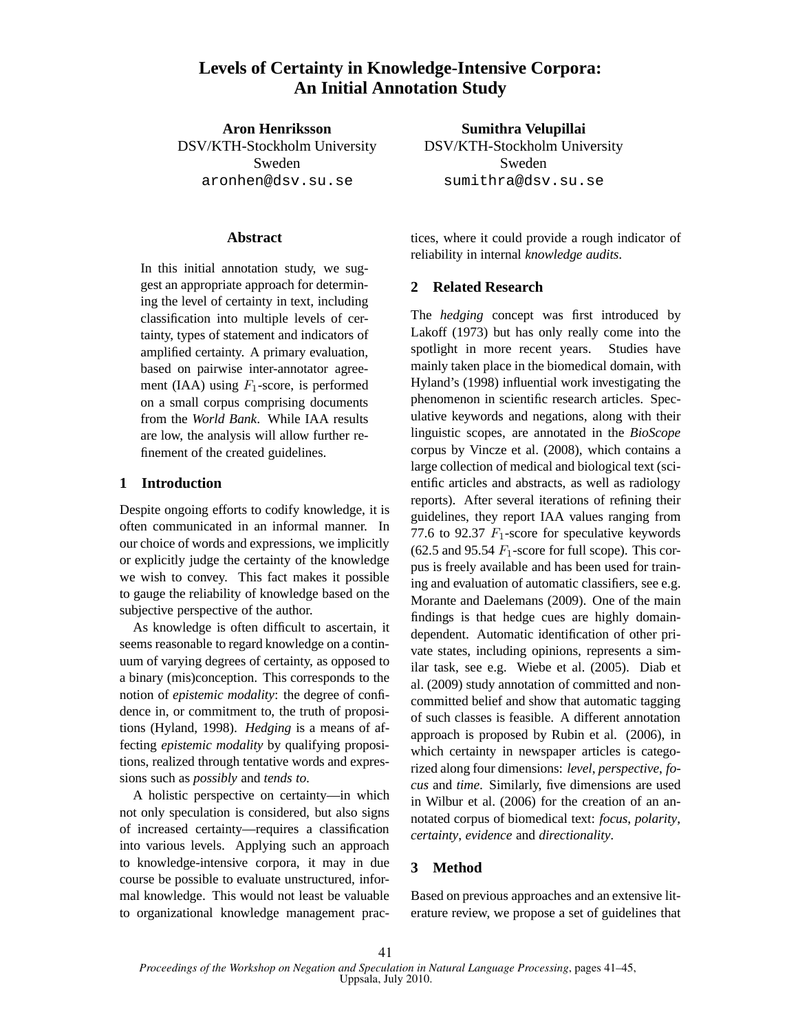# Levels of Certainty in Knowledge-Intensive Corpora: An Initial Annotation Study

**Aron Henriksson**
DSV/KTH-Stockholm University
Sweden
aronhen@dsv.su.se

**Sumithra Velupillai**
DSV/KTH-Stockholm University
Sweden
sumithra@dsv.su.se

## Abstract

In this initial annotation study, we suggest an appropriate approach for determining the level of certainty in text, including classification into multiple levels of certainty, types of statement and indicators of amplified certainty. A primary evaluation, based on pairwise inter-annotator agreement (IAA) using $F_1$-score, is performed on a small corpus comprising documents from the *World Bank*. While IAA results are low, the analysis will allow further refinement of the created guidelines.

## 1 Introduction

Despite ongoing efforts to codify knowledge, it is often communicated in an informal manner. In our choice of words and expressions, we implicitly or explicitly judge the certainty of the knowledge we wish to convey. This fact makes it possible to gauge the reliability of knowledge based on the subjective perspective of the author.

As knowledge is often difficult to ascertain, it seems reasonable to regard knowledge on a continuum of varying degrees of certainty, as opposed to a binary (mis)conception. This corresponds to the notion of *epistemic modality*: the degree of confidence in, or commitment to, the truth of propositions (Hyland, 1998). *Hedging* is a means of affecting *epistemic modality* by qualifying propositions, realized through tentative words and expressions such as *possibly* and *tends to*.

A holistic perspective on certainty—in which not only speculation is considered, but also signs of increased certainty—requires a classification into various levels. Applying such an approach to knowledge-intensive corpora, it may in due course be possible to evaluate unstructured, informal knowledge. This would not least be valuable to organizational knowledge management practices, where it could provide a rough indicator of reliability in internal *knowledge audits*.

## 2 Related Research

The *hedging* concept was first introduced by Lakoff (1973) but has only really come into the spotlight in more recent years. Studies have mainly taken place in the biomedical domain, with Hyland's (1998) influential work investigating the phenomenon in scientific research articles. Speculative keywords and negations, along with their linguistic scopes, are annotated in the *BioScope* corpus by Vincze et al. (2008), which contains a large collection of medical and biological text (scientific articles and abstracts, as well as radiology reports). After several iterations of refining their guidelines, they report IAA values ranging from 77.6 to 92.37 $F_1$-score for speculative keywords (62.5 and 95.54 $F_1$-score for full scope). This corpus is freely available and has been used for training and evaluation of automatic classifiers, see e.g. Morante and Daelemans (2009). One of the main findings is that hedge cues are highly domain-dependent. Automatic identification of other private states, including opinions, represents a similar task, see e.g. Wiebe et al. (2005). Diab et al. (2009) study annotation of committed and non-committed belief and show that automatic tagging of such classes is feasible. A different annotation approach is proposed by Rubin et al. (2006), in which certainty in newspaper articles is categorized along four dimensions: *level*, *perspective*, *focus* and *time*. Similarly, five dimensions are used in Wilbur et al. (2006) for the creation of an annotated corpus of biomedical text: *focus*, *polarity*, *certainty*, *evidence* and *directionality*.

## 3 Method

Based on previous approaches and an extensive literature review, we propose a set of guidelines that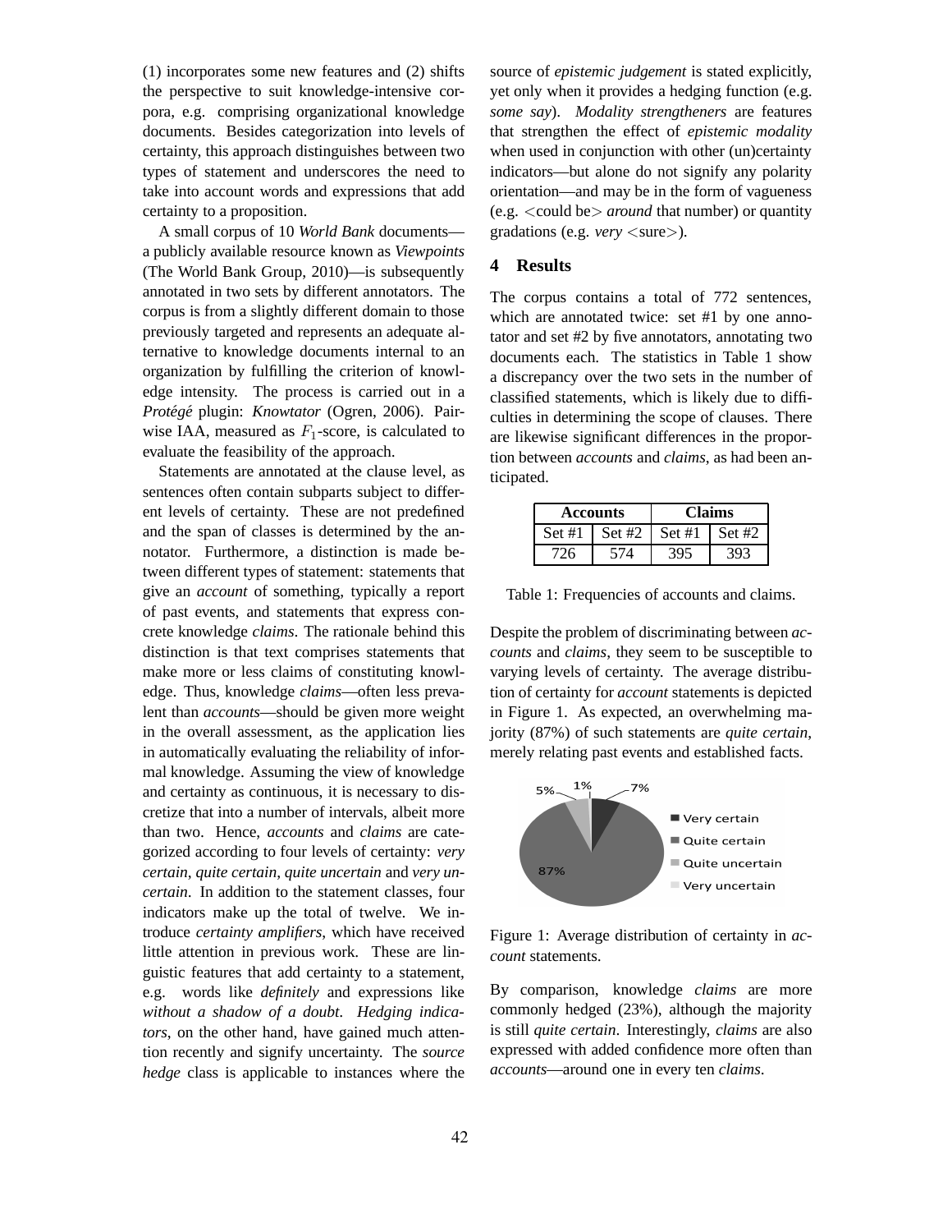(1) incorporates some new features and (2) shifts the perspective to suit knowledge-intensive corpora, e.g. comprising organizational knowledge documents. Besides categorization into levels of certainty, this approach distinguishes between two types of statement and underscores the need to take into account words and expressions that add certainty to a proposition.

A small corpus of 10 *World Bank* documents—a publicly available resource known as *Viewpoints* (The World Bank Group, 2010)—is subsequently annotated in two sets by different annotators. The corpus is from a slightly different domain to those previously targeted and represents an adequate alternative to knowledge documents internal to an organization by fulfilling the criterion of knowledge intensity. The process is carried out in a *Protégé* plugin: *Knowtator* (Ogren, 2006). Pairwise IAA, measured as $F_1$-score, is calculated to evaluate the feasibility of the approach.

Statements are annotated at the clause level, as sentences often contain subparts subject to different levels of certainty. These are not predefined and the span of classes is determined by the annotator. Furthermore, a distinction is made between different types of statement: statements that give an *account* of something, typically a report of past events, and statements that express concrete knowledge *claims*. The rationale behind this distinction is that text comprises statements that make more or less claims of constituting knowledge. Thus, knowledge *claims*—often less prevalent than *accounts*—should be given more weight in the overall assessment, as the application lies in automatically evaluating the reliability of informal knowledge. Assuming the view of knowledge and certainty as continuous, it is necessary to discretize that into a number of intervals, albeit more than two. Hence, *accounts* and *claims* are categorized according to four levels of certainty: *very certain*, *quite certain*, *quite uncertain* and *very uncertain*. In addition to the statement classes, four indicators make up the total of twelve. We introduce *certainty amplifiers*, which have received little attention in previous work. These are linguistic features that add certainty to a statement, e.g. words like *definitely* and expressions like *without a shadow of a doubt*. *Hedging indicators*, on the other hand, have gained much attention recently and signify uncertainty. The *source hedge* class is applicable to instances where the source of *epistemic judgement* is stated explicitly, yet only when it provides a hedging function (e.g. *some say*). *Modality strengtheners* are features that strengthen the effect of *epistemic modality* when used in conjunction with other (un)certainty indicators—but alone do not signify any polarity orientation—and may be in the form of vagueness (e.g. <could be> *around* that number) or quantity gradations (e.g. *very* <sure>).

## 4 Results

The corpus contains a total of 772 sentences, which are annotated twice: set #1 by one annotator and set #2 by five annotators, annotating two documents each. The statistics in Table 1 show a discrepancy over the two sets in the number of classified statements, which is likely due to difficulties in determining the scope of clauses. There are likewise significant differences in the proportion between *accounts* and *claims*, as had been anticipated.

| **Accounts** | | **Claims** | |
|---|---|---|---|
| Set #1 | Set #2 | Set #1 | Set #2 |
| 726 | 574 | 395 | 393 |

Table 1: Frequencies of accounts and claims.

Despite the problem of discriminating between *accounts* and *claims*, they seem to be susceptible to varying levels of certainty. The average distribution of certainty for *account* statements is depicted in Figure 1. As expected, an overwhelming majority (87%) of such statements are *quite certain*, merely relating past events and established facts.

Figure 1: Average distribution of certainty in *account* statements.

By comparison, knowledge *claims* are more commonly hedged (23%), although the majority is still *quite certain*. Interestingly, *claims* are also expressed with added confidence more often than *accounts*—around one in every ten *claims*.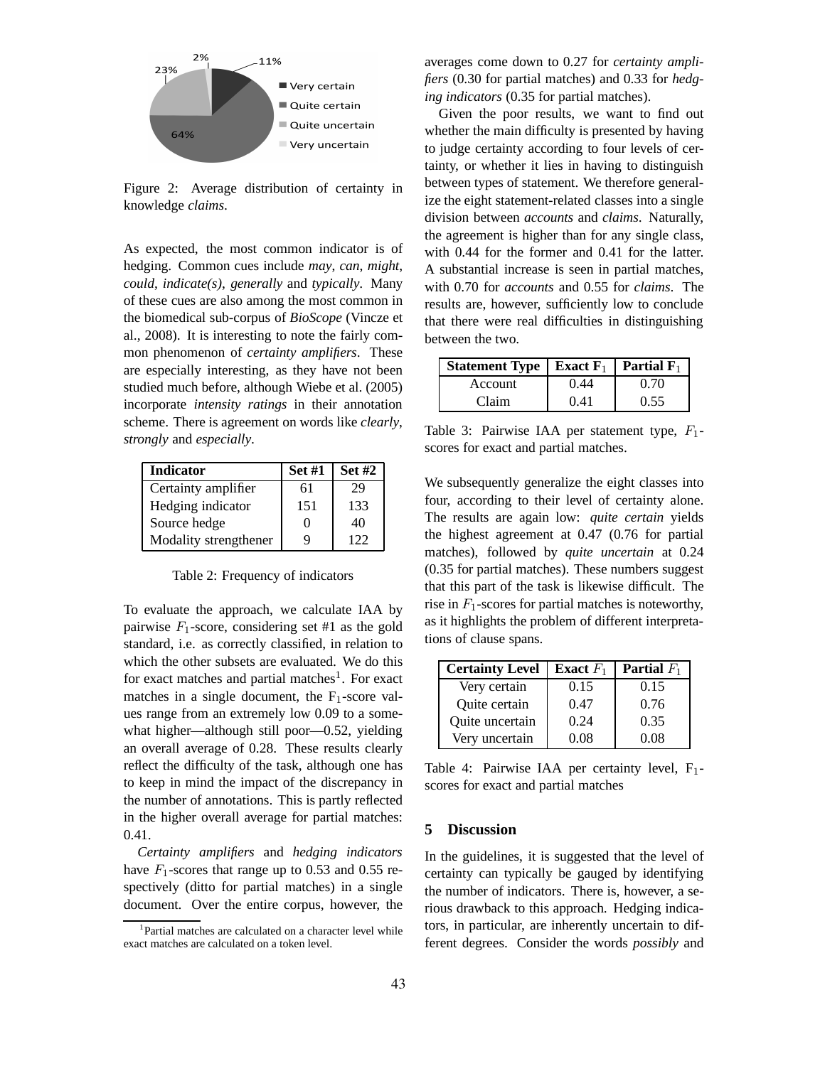Figure 2: Average distribution of certainty in knowledge *claims*.

As expected, the most common indicator is of hedging. Common cues include *may*, *can*, *might*, *could*, *indicate(s)*, *generally* and *typically*. Many of these cues are also among the most common in the biomedical sub-corpus of *BioScope* (Vincze et al., 2008). It is interesting to note the fairly common phenomenon of *certainty amplifiers*. These are especially interesting, as they have not been studied much before, although Wiebe et al. (2005) incorporate *intensity ratings* in their annotation scheme. There is agreement on words like *clearly*, *strongly* and *especially*.

| **Indicator** | **Set #1** | **Set #2** |
|---|---|---|
| Certainty amplifier | 61 | 29 |
| Hedging indicator | 151 | 133 |
| Source hedge | 0 | 40 |
| Modality strengthener | 9 | 122 |

Table 2: Frequency of indicators

To evaluate the approach, we calculate IAA by pairwise $F_1$-score, considering set #1 as the gold standard, i.e. as correctly classified, in relation to which the other subsets are evaluated. We do this for exact matches and partial matches[1]. For exact matches in a single document, the $F_1$-score values range from an extremely low 0.09 to a somewhat higher—although still poor—0.52, yielding an overall average of 0.28. These results clearly reflect the difficulty of the task, although one has to keep in mind the impact of the discrepancy in the number of annotations. This is partly reflected in the higher overall average for partial matches: 0.41.

*Certainty amplifiers* and *hedging indicators* have $F_1$-scores that range up to 0.53 and 0.55 respectively (ditto for partial matches) in a single document. Over the entire corpus, however, the averages come down to 0.27 for *certainty amplifiers* (0.30 for partial matches) and 0.33 for *hedging indicators* (0.35 for partial matches).

Given the poor results, we want to find out whether the main difficulty is presented by having to judge certainty according to four levels of certainty, or whether it lies in having to distinguish between types of statement. We therefore generalize the eight statement-related classes into a single division between *accounts* and *claims*. Naturally, the agreement is higher than for any single class, with 0.44 for the former and 0.41 for the latter. A substantial increase is seen in partial matches, with 0.70 for *accounts* and 0.55 for *claims*. The results are, however, sufficiently low to conclude that there were real difficulties in distinguishing between the two.

| **Statement Type** | **Exact $F_1$** | **Partial $F_1$** |
|---|---|---|
| Account | 0.44 | 0.70 |
| Claim | 0.41 | 0.55 |

Table 3: Pairwise IAA per statement type, $F_1$-scores for exact and partial matches.

We subsequently generalize the eight classes into four, according to their level of certainty alone. The results are again low: *quite certain* yields the highest agreement at 0.47 (0.76 for partial matches), followed by *quite uncertain* at 0.24 (0.35 for partial matches). These numbers suggest that this part of the task is likewise difficult. The rise in $F_1$-scores for partial matches is noteworthy, as it highlights the problem of different interpretations of clause spans.

| **Certainty Level** | **Exact $F_1$** | **Partial $F_1$** |
|---|---|---|
| Very certain | 0.15 | 0.15 |
| Quite certain | 0.47 | 0.76 |
| Quite uncertain | 0.24 | 0.35 |
| Very uncertain | 0.08 | 0.08 |

Table 4: Pairwise IAA per certainty level, $F_1$-scores for exact and partial matches

## 5 Discussion

In the guidelines, it is suggested that the level of certainty can typically be gauged by identifying the number of indicators. There is, however, a serious drawback to this approach. Hedging indicators, in particular, are inherently uncertain to different degrees. Consider the words *possibly* and

[1] Partial matches are calculated on a character level while exact matches are calculated on a token level.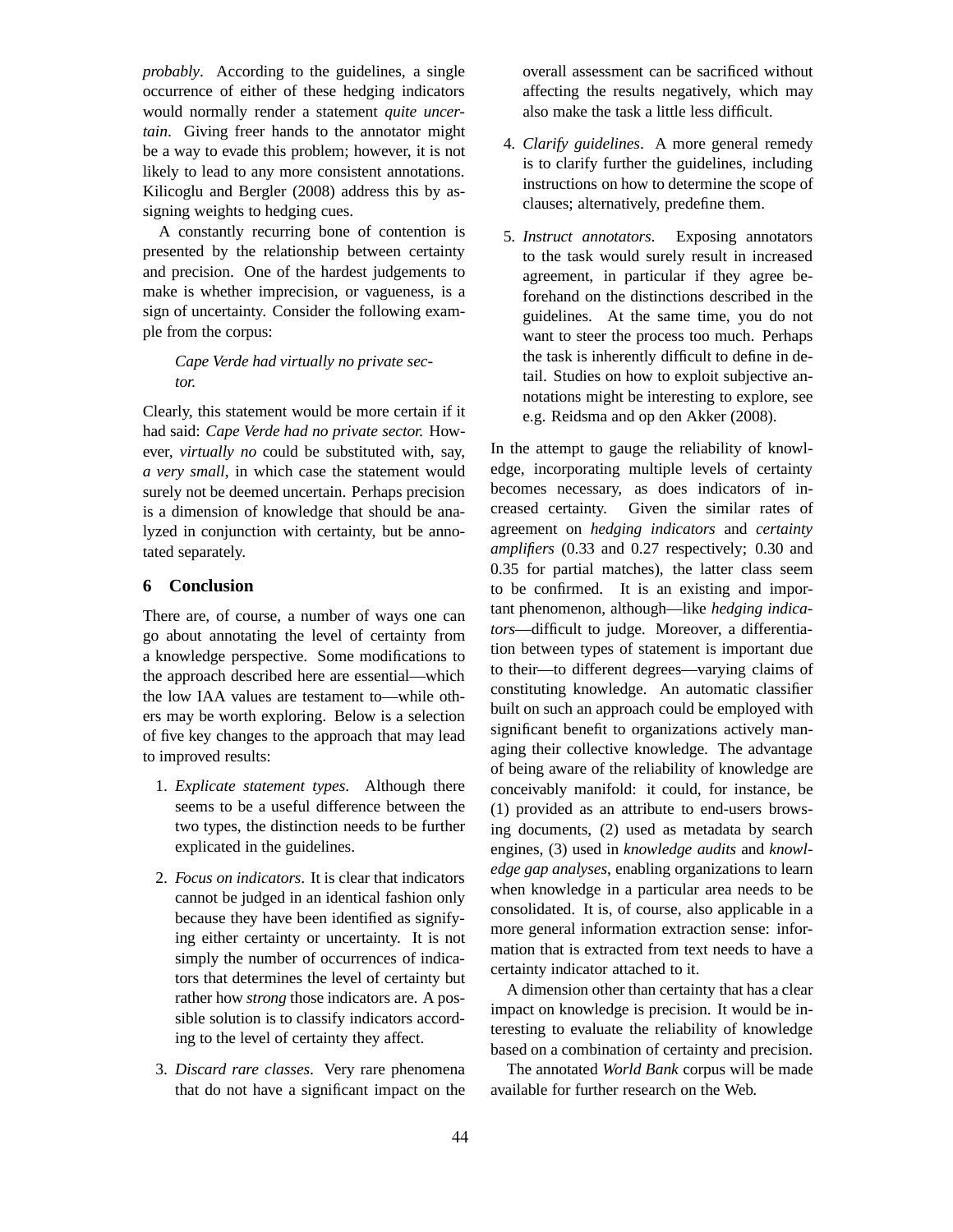*probably*. According to the guidelines, a single occurrence of either of these hedging indicators would normally render a statement *quite uncertain*. Giving freer hands to the annotator might be a way to evade this problem; however, it is not likely to lead to any more consistent annotations. Kilicoglu and Bergler (2008) address this by assigning weights to hedging cues.

A constantly recurring bone of contention is presented by the relationship between certainty and precision. One of the hardest judgements to make is whether imprecision, or vagueness, is a sign of uncertainty. Consider the following example from the corpus:

> *Cape Verde had virtually no private sector.*

Clearly, this statement would be more certain if it had said: *Cape Verde had no private sector.* However, *virtually no* could be substituted with, say, *a very small*, in which case the statement would surely not be deemed uncertain. Perhaps precision is a dimension of knowledge that should be analyzed in conjunction with certainty, but be annotated separately.

## 6 Conclusion

There are, of course, a number of ways one can go about annotating the level of certainty from a knowledge perspective. Some modifications to the approach described here are essential—which the low IAA values are testament to—while others may be worth exploring. Below is a selection of five key changes to the approach that may lead to improved results:

1. *Explicate statement types*. Although there seems to be a useful difference between the two types, the distinction needs to be further explicated in the guidelines.

2. *Focus on indicators*. It is clear that indicators cannot be judged in an identical fashion only because they have been identified as signifying either certainty or uncertainty. It is not simply the number of occurrences of indicators that determines the level of certainty but rather how *strong* those indicators are. A possible solution is to classify indicators according to the level of certainty they affect.

3. *Discard rare classes*. Very rare phenomena that do not have a significant impact on the overall assessment can be sacrificed without affecting the results negatively, which may also make the task a little less difficult.

4. *Clarify guidelines*. A more general remedy is to clarify further the guidelines, including instructions on how to determine the scope of clauses; alternatively, predefine them.

5. *Instruct annotators*. Exposing annotators to the task would surely result in increased agreement, in particular if they agree beforehand on the distinctions described in the guidelines. At the same time, you do not want to steer the process too much. Perhaps the task is inherently difficult to define in detail. Studies on how to exploit subjective annotations might be interesting to explore, see e.g. Reidsma and op den Akker (2008).

In the attempt to gauge the reliability of knowledge, incorporating multiple levels of certainty becomes necessary, as does indicators of increased certainty. Given the similar rates of agreement on *hedging indicators* and *certainty amplifiers* (0.33 and 0.27 respectively; 0.30 and 0.35 for partial matches), the latter class seem to be confirmed. It is an existing and important phenomenon, although—like *hedging indicators*—difficult to judge. Moreover, a differentiation between types of statement is important due to their—to different degrees—varying claims of constituting knowledge. An automatic classifier built on such an approach could be employed with significant benefit to organizations actively managing their collective knowledge. The advantage of being aware of the reliability of knowledge are conceivably manifold: it could, for instance, be (1) provided as an attribute to end-users browsing documents, (2) used as metadata by search engines, (3) used in *knowledge audits* and *knowledge gap analyses*, enabling organizations to learn when knowledge in a particular area needs to be consolidated. It is, of course, also applicable in a more general information extraction sense: information that is extracted from text needs to have a certainty indicator attached to it.

A dimension other than certainty that has a clear impact on knowledge is precision. It would be interesting to evaluate the reliability of knowledge based on a combination of certainty and precision.

The annotated *World Bank* corpus will be made available for further research on the Web.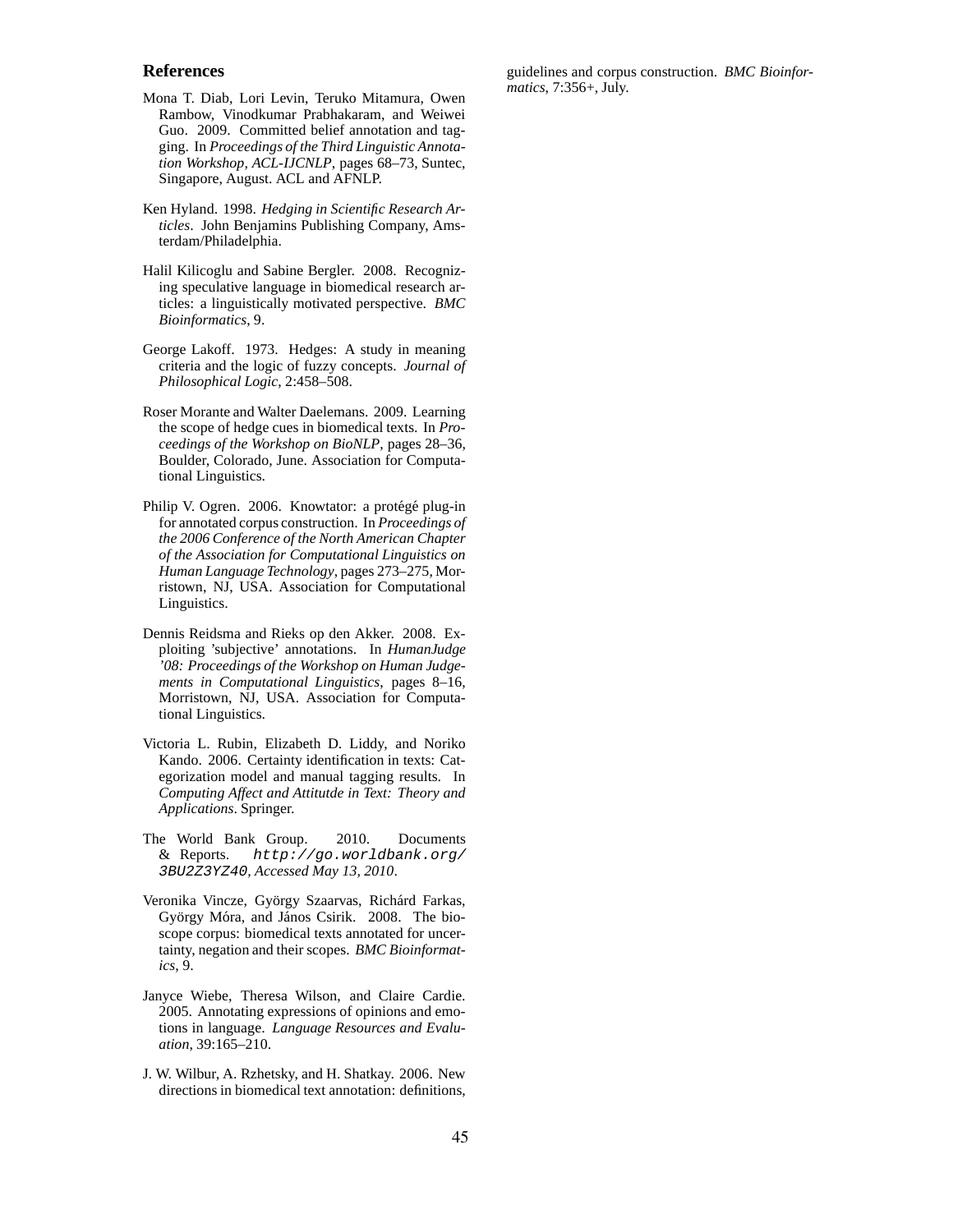## References

Mona T. Diab, Lori Levin, Teruko Mitamura, Owen Rambow, Vinodkumar Prabhakaram, and Weiwei Guo. 2009. Committed belief annotation and tagging. In *Proceedings of the Third Linguistic Annotation Workshop, ACL-IJCNLP*, pages 68–73, Suntec, Singapore, August. ACL and AFNLP.

Ken Hyland. 1998. *Hedging in Scientific Research Articles*. John Benjamins Publishing Company, Amsterdam/Philadelphia.

Halil Kilicoglu and Sabine Bergler. 2008. Recognizing speculative language in biomedical research articles: a linguistically motivated perspective. *BMC Bioinformatics*, 9.

George Lakoff. 1973. Hedges: A study in meaning criteria and the logic of fuzzy concepts. *Journal of Philosophical Logic*, 2:458–508.

Roser Morante and Walter Daelemans. 2009. Learning the scope of hedge cues in biomedical texts. In *Proceedings of the Workshop on BioNLP*, pages 28–36, Boulder, Colorado, June. Association for Computational Linguistics.

Philip V. Ogren. 2006. Knowtator: a protégé plug-in for annotated corpus construction. In *Proceedings of the 2006 Conference of the North American Chapter of the Association for Computational Linguistics on Human Language Technology*, pages 273–275, Morristown, NJ, USA. Association for Computational Linguistics.

Dennis Reidsma and Rieks op den Akker. 2008. Exploiting 'subjective' annotations. In *HumanJudge '08: Proceedings of the Workshop on Human Judgements in Computational Linguistics*, pages 8–16, Morristown, NJ, USA. Association for Computational Linguistics.

Victoria L. Rubin, Elizabeth D. Liddy, and Noriko Kando. 2006. Certainty identification in texts: Categorization model and manual tagging results. In *Computing Affect and Attitutde in Text: Theory and Applications*. Springer.

The World Bank Group. 2010. Documents & Reports. *http://go.worldbank.org/3BU2Z3YZ40, Accessed May 13, 2010*.

Veronika Vincze, György Szaarvas, Richárd Farkas, György Móra, and János Csirik. 2008. The bioscope corpus: biomedical texts annotated for uncertainty, negation and their scopes. *BMC Bioinformatics*, 9.

Janyce Wiebe, Theresa Wilson, and Claire Cardie. 2005. Annotating expressions of opinions and emotions in language. *Language Resources and Evaluation*, 39:165–210.

J. W. Wilbur, A. Rzhetsky, and H. Shatkay. 2006. New directions in biomedical text annotation: definitions, guidelines and corpus construction. *BMC Bioinformatics*, 7:356+, July.